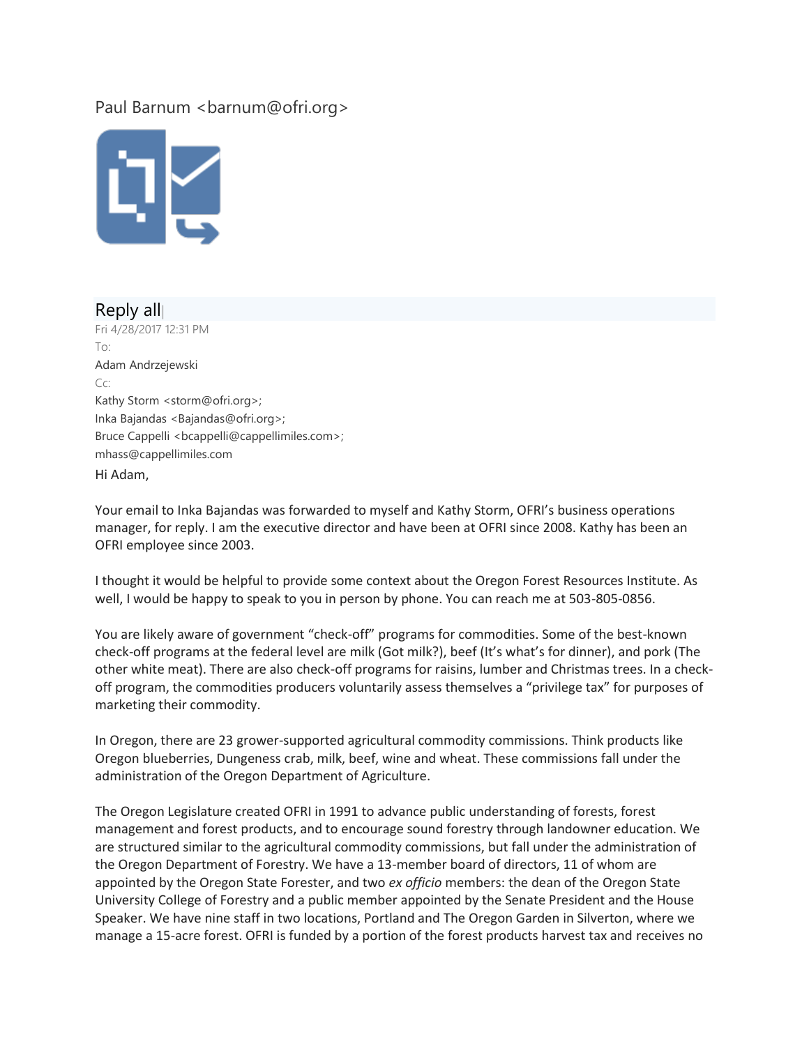Paul Barnum <barnum@ofri.org>

Reply all

Fri 4/28/2017 12:31 PM

To:

Adam Andrzejewski

Cc:

Kathy Storm <storm@ofri.org>;
Inka Bajandas <Bajandas@ofri.org>;
Bruce Cappelli <bcappelli@cappellimiles.com>;
mhass@cappellimiles.com

Hi Adam,

Your email to Inka Bajandas was forwarded to myself and Kathy Storm, OFRI's business operations manager, for reply. I am the executive director and have been at OFRI since 2008. Kathy has been an OFRI employee since 2003.

I thought it would be helpful to provide some context about the Oregon Forest Resources Institute. As well, I would be happy to speak to you in person by phone. You can reach me at 503-805-0856.

You are likely aware of government "check-off" programs for commodities. Some of the best-known check-off programs at the federal level are milk (Got milk?), beef (It's what's for dinner), and pork (The other white meat). There are also check-off programs for raisins, lumber and Christmas trees. In a check-off program, the commodities producers voluntarily assess themselves a "privilege tax" for purposes of marketing their commodity.

In Oregon, there are 23 grower-supported agricultural commodity commissions. Think products like Oregon blueberries, Dungeness crab, milk, beef, wine and wheat. These commissions fall under the administration of the Oregon Department of Agriculture.

The Oregon Legislature created OFRI in 1991 to advance public understanding of forests, forest management and forest products, and to encourage sound forestry through landowner education. We are structured similar to the agricultural commodity commissions, but fall under the administration of the Oregon Department of Forestry. We have a 13-member board of directors, 11 of whom are appointed by the Oregon State Forester, and two *ex officio* members: the dean of the Oregon State University College of Forestry and a public member appointed by the Senate President and the House Speaker. We have nine staff in two locations, Portland and The Oregon Garden in Silverton, where we manage a 15-acre forest. OFRI is funded by a portion of the forest products harvest tax and receives no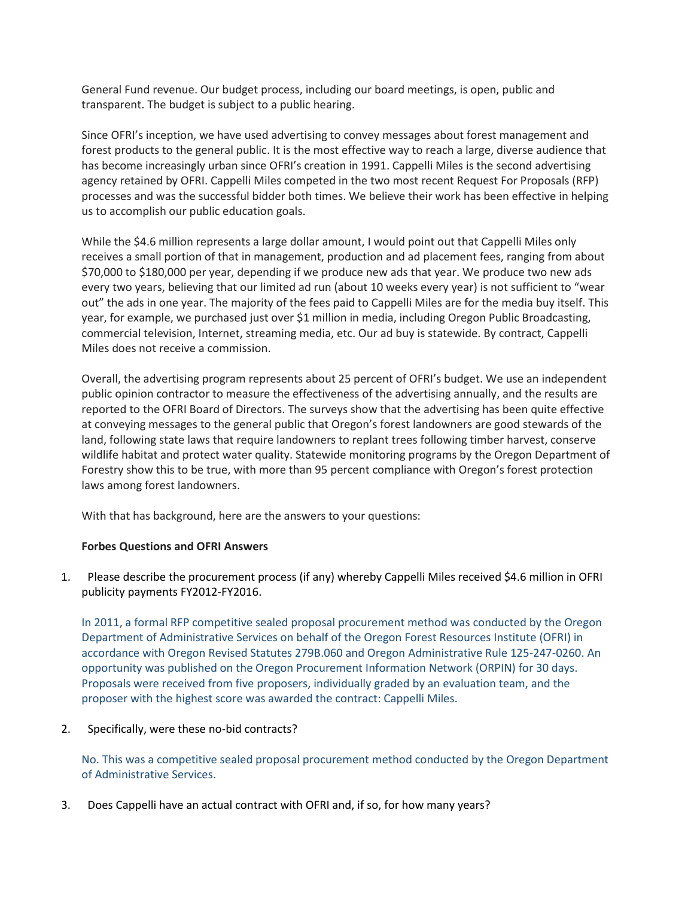General Fund revenue. Our budget process, including our board meetings, is open, public and transparent. The budget is subject to a public hearing.

Since OFRI's inception, we have used advertising to convey messages about forest management and forest products to the general public. It is the most effective way to reach a large, diverse audience that has become increasingly urban since OFRI's creation in 1991. Cappelli Miles is the second advertising agency retained by OFRI. Cappelli Miles competed in the two most recent Request For Proposals (RFP) processes and was the successful bidder both times. We believe their work has been effective in helping us to accomplish our public education goals.

While the $4.6 million represents a large dollar amount, I would point out that Cappelli Miles only receives a small portion of that in management, production and ad placement fees, ranging from about $70,000 to $180,000 per year, depending if we produce new ads that year. We produce two new ads every two years, believing that our limited ad run (about 10 weeks every year) is not sufficient to "wear out" the ads in one year. The majority of the fees paid to Cappelli Miles are for the media buy itself. This year, for example, we purchased just over $1 million in media, including Oregon Public Broadcasting, commercial television, Internet, streaming media, etc. Our ad buy is statewide. By contract, Cappelli Miles does not receive a commission.

Overall, the advertising program represents about 25 percent of OFRI's budget. We use an independent public opinion contractor to measure the effectiveness of the advertising annually, and the results are reported to the OFRI Board of Directors. The surveys show that the advertising has been quite effective at conveying messages to the general public that Oregon's forest landowners are good stewards of the land, following state laws that require landowners to replant trees following timber harvest, conserve wildlife habitat and protect water quality. Statewide monitoring programs by the Oregon Department of Forestry show this to be true, with more than 95 percent compliance with Oregon's forest protection laws among forest landowners.

With that has background, here are the answers to your questions:

**Forbes Questions and OFRI Answers**

1. Please describe the procurement process (if any) whereby Cappelli Miles received $4.6 million in OFRI publicity payments FY2012-FY2016.

   In 2011, a formal RFP competitive sealed proposal procurement method was conducted by the Oregon Department of Administrative Services on behalf of the Oregon Forest Resources Institute (OFRI) in accordance with Oregon Revised Statutes 279B.060 and Oregon Administrative Rule 125-247-0260. An opportunity was published on the Oregon Procurement Information Network (ORPIN) for 30 days. Proposals were received from five proposers, individually graded by an evaluation team, and the proposer with the highest score was awarded the contract: Cappelli Miles.

2. Specifically, were these no-bid contracts?

   No. This was a competitive sealed proposal procurement method conducted by the Oregon Department of Administrative Services.

3. Does Cappelli have an actual contract with OFRI and, if so, for how many years?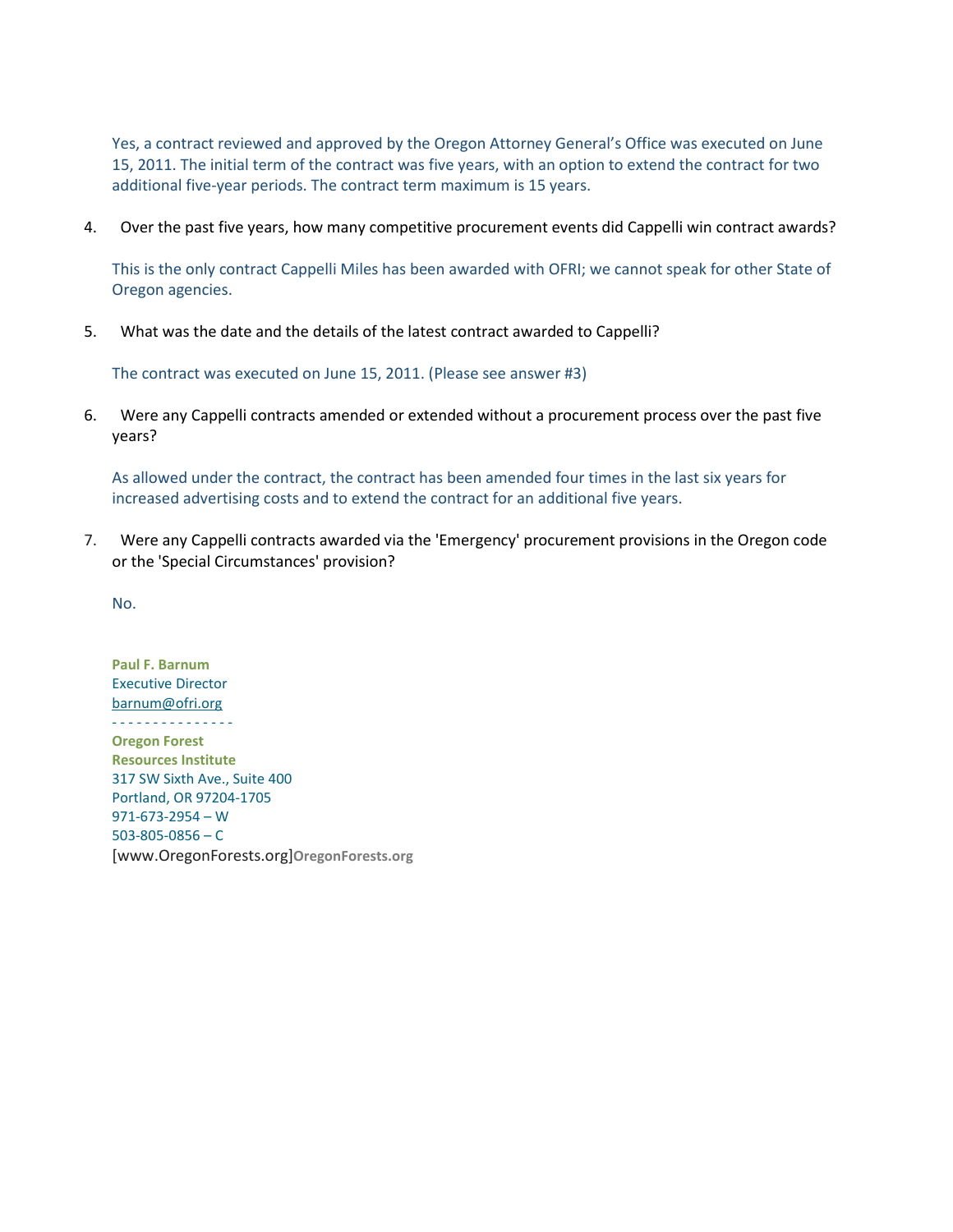Yes, a contract reviewed and approved by the Oregon Attorney General's Office was executed on June 15, 2011. The initial term of the contract was five years, with an option to extend the contract for two additional five-year periods. The contract term maximum is 15 years.

4. Over the past five years, how many competitive procurement events did Cappelli win contract awards?

   This is the only contract Cappelli Miles has been awarded with OFRI; we cannot speak for other State of Oregon agencies.

5. What was the date and the details of the latest contract awarded to Cappelli?

   The contract was executed on June 15, 2011. (Please see answer #3)

6. Were any Cappelli contracts amended or extended without a procurement process over the past five years?

   As allowed under the contract, the contract has been amended four times in the last six years for increased advertising costs and to extend the contract for an additional five years.

7. Were any Cappelli contracts awarded via the 'Emergency' procurement provisions in the Oregon code or the 'Special Circumstances' provision?

   No.

**Paul F. Barnum**
Executive Director
barnum@ofri.org
- - - - - - - - - - - - - - -
**Oregon Forest**
**Resources Institute**
317 SW Sixth Ave., Suite 400
Portland, OR 97204-1705
971-673-2954 – W
503-805-0856 – C
[www.OregonForests.org]**OregonForests.org**